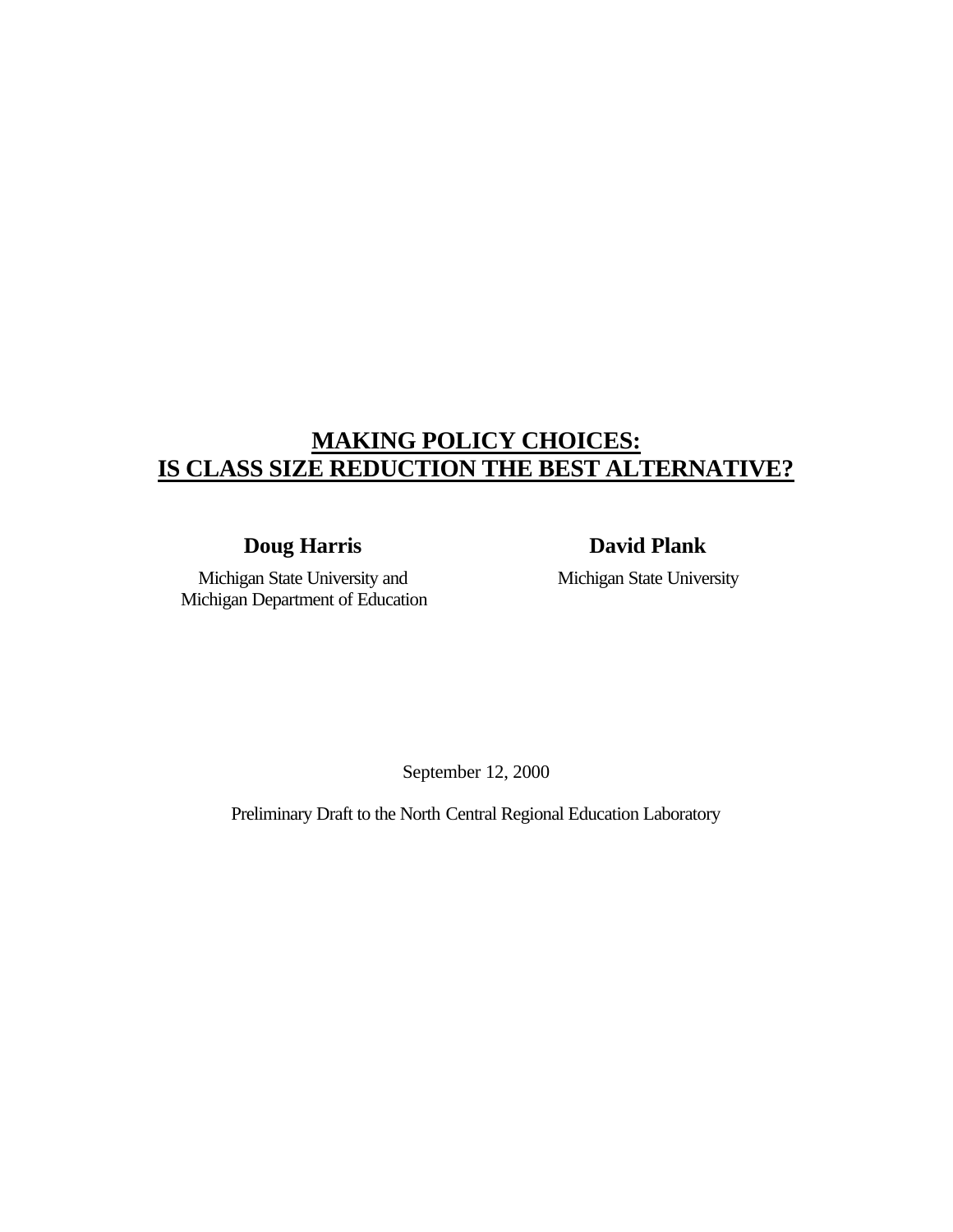# MAKING POLICY CHOICES: IS CLASS SIZE REDUCTION THE BEST ALTERNATIVE?

**Doug Harris**

Michigan State University and
Michigan Department of Education

**David Plank**

Michigan State University

September 12, 2000

Preliminary Draft to the North Central Regional Education Laboratory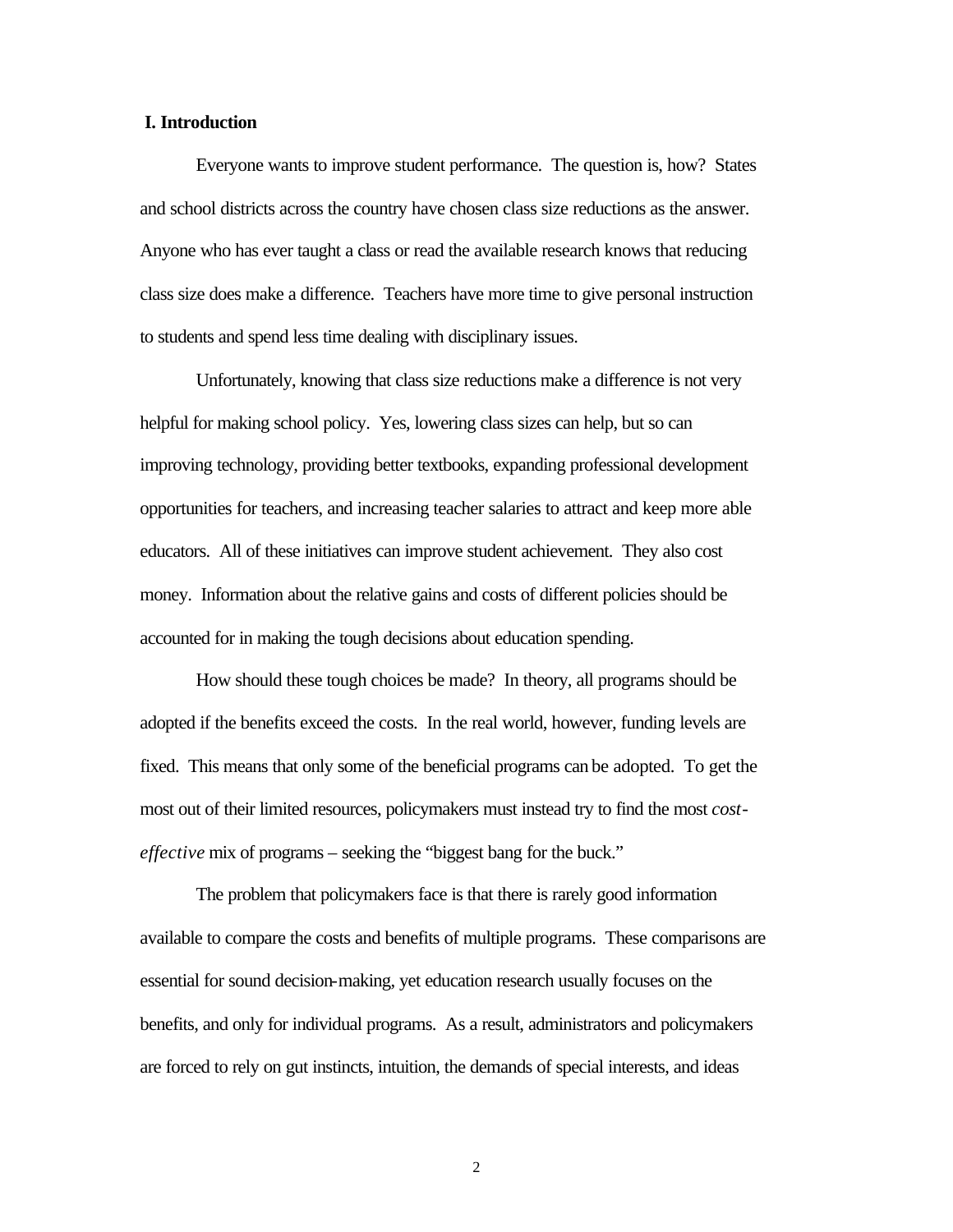## I. Introduction

Everyone wants to improve student performance. The question is, how? States and school districts across the country have chosen class size reductions as the answer. Anyone who has ever taught a class or read the available research knows that reducing class size does make a difference. Teachers have more time to give personal instruction to students and spend less time dealing with disciplinary issues.

Unfortunately, knowing that class size reductions make a difference is not very helpful for making school policy. Yes, lowering class sizes can help, but so can improving technology, providing better textbooks, expanding professional development opportunities for teachers, and increasing teacher salaries to attract and keep more able educators. All of these initiatives can improve student achievement. They also cost money. Information about the relative gains and costs of different policies should be accounted for in making the tough decisions about education spending.

How should these tough choices be made? In theory, all programs should be adopted if the benefits exceed the costs. In the real world, however, funding levels are fixed. This means that only some of the beneficial programs can be adopted. To get the most out of their limited resources, policymakers must instead try to find the most *cost-effective* mix of programs – seeking the "biggest bang for the buck."

The problem that policymakers face is that there is rarely good information available to compare the costs and benefits of multiple programs. These comparisons are essential for sound decision-making, yet education research usually focuses on the benefits, and only for individual programs. As a result, administrators and policymakers are forced to rely on gut instincts, intuition, the demands of special interests, and ideas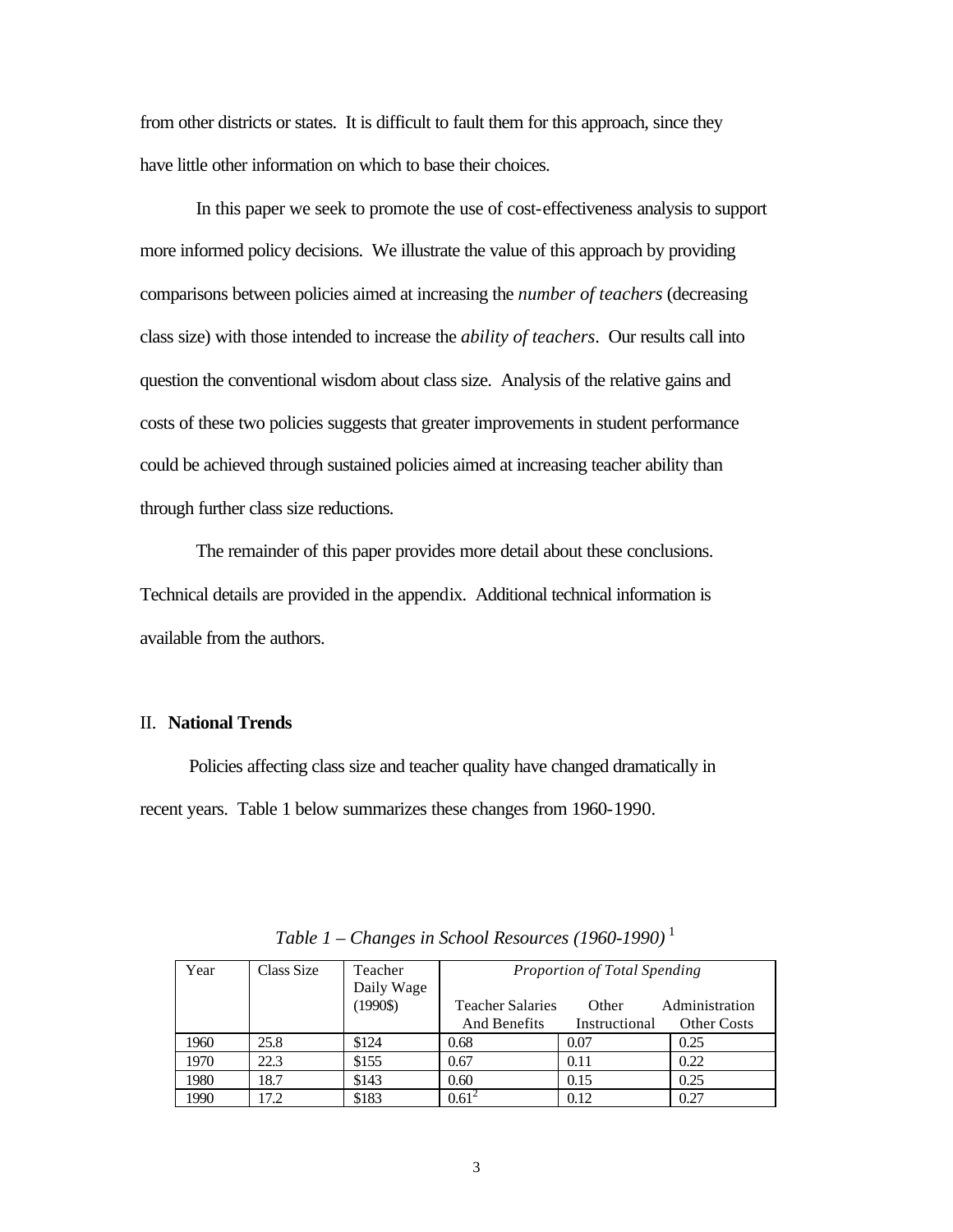from other districts or states. It is difficult to fault them for this approach, since they have little other information on which to base their choices.

In this paper we seek to promote the use of cost-effectiveness analysis to support more informed policy decisions. We illustrate the value of this approach by providing comparisons between policies aimed at increasing the *number of teachers* (decreasing class size) with those intended to increase the *ability of teachers*. Our results call into question the conventional wisdom about class size. Analysis of the relative gains and costs of these two policies suggests that greater improvements in student performance could be achieved through sustained policies aimed at increasing teacher ability than through further class size reductions.

The remainder of this paper provides more detail about these conclusions. Technical details are provided in the appendix. Additional technical information is available from the authors.

## II. **National Trends**

Policies affecting class size and teacher quality have changed dramatically in recent years. Table 1 below summarizes these changes from 1960-1990.

*Table 1 – Changes in School Resources (1960-1990)* [1]

| Year | Class Size | Teacher Daily Wage (1990$) | *Proportion of Total Spending* | | |
|---|---|---|---|---|---|
| | | | Teacher Salaries And Benefits | Other Instructional | Administration Other Costs |
| 1960 | 25.8 | $124 | 0.68 | 0.07 | 0.25 |
| 1970 | 22.3 | $155 | 0.67 | 0.11 | 0.22 |
| 1980 | 18.7 | $143 | 0.60 | 0.15 | 0.25 |
| 1990 | 17.2 | $183 | 0.61[2] | 0.12 | 0.27 |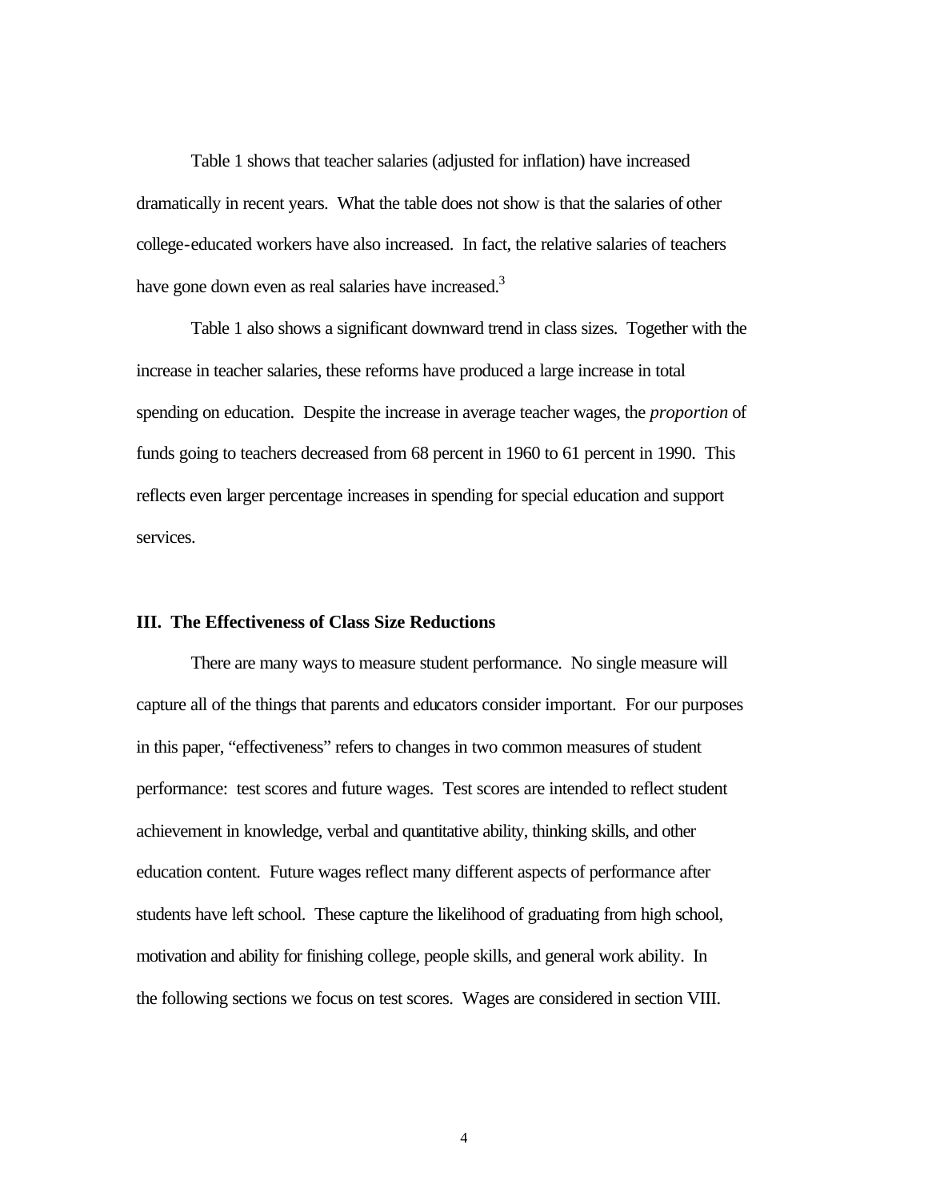Table 1 shows that teacher salaries (adjusted for inflation) have increased dramatically in recent years. What the table does not show is that the salaries of other college-educated workers have also increased. In fact, the relative salaries of teachers have gone down even as real salaries have increased.[3]

Table 1 also shows a significant downward trend in class sizes. Together with the increase in teacher salaries, these reforms have produced a large increase in total spending on education. Despite the increase in average teacher wages, the *proportion* of funds going to teachers decreased from 68 percent in 1960 to 61 percent in 1990. This reflects even larger percentage increases in spending for special education and support services.

## III. The Effectiveness of Class Size Reductions

There are many ways to measure student performance. No single measure will capture all of the things that parents and educators consider important. For our purposes in this paper, "effectiveness" refers to changes in two common measures of student performance: test scores and future wages. Test scores are intended to reflect student achievement in knowledge, verbal and quantitative ability, thinking skills, and other education content. Future wages reflect many different aspects of performance after students have left school. These capture the likelihood of graduating from high school, motivation and ability for finishing college, people skills, and general work ability. In the following sections we focus on test scores. Wages are considered in section VIII.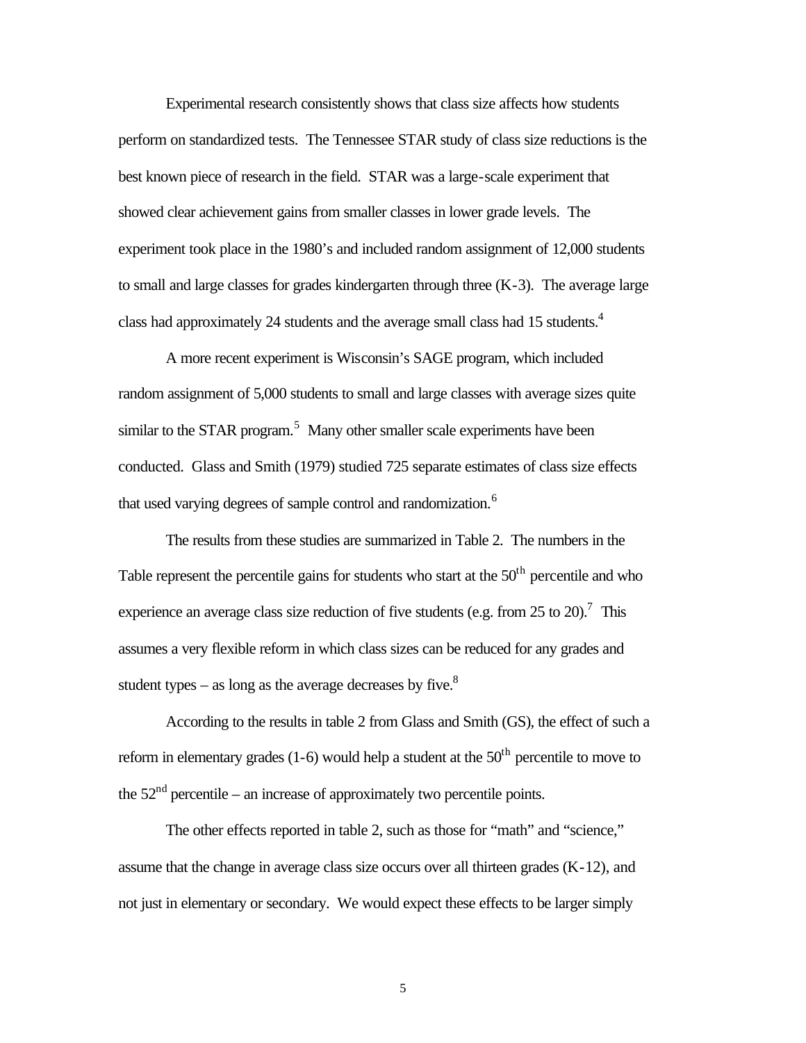Experimental research consistently shows that class size affects how students perform on standardized tests. The Tennessee STAR study of class size reductions is the best known piece of research in the field. STAR was a large-scale experiment that showed clear achievement gains from smaller classes in lower grade levels. The experiment took place in the 1980's and included random assignment of 12,000 students to small and large classes for grades kindergarten through three (K-3). The average large class had approximately 24 students and the average small class had 15 students.[4]

A more recent experiment is Wisconsin's SAGE program, which included random assignment of 5,000 students to small and large classes with average sizes quite similar to the STAR program.[5] Many other smaller scale experiments have been conducted. Glass and Smith (1979) studied 725 separate estimates of class size effects that used varying degrees of sample control and randomization.[6]

The results from these studies are summarized in Table 2. The numbers in the Table represent the percentile gains for students who start at the 50th percentile and who experience an average class size reduction of five students (e.g. from 25 to 20).[7] This assumes a very flexible reform in which class sizes can be reduced for any grades and student types – as long as the average decreases by five.[8]

According to the results in table 2 from Glass and Smith (GS), the effect of such a reform in elementary grades (1-6) would help a student at the 50th percentile to move to the 52nd percentile – an increase of approximately two percentile points.

The other effects reported in table 2, such as those for "math" and "science," assume that the change in average class size occurs over all thirteen grades (K-12), and not just in elementary or secondary. We would expect these effects to be larger simply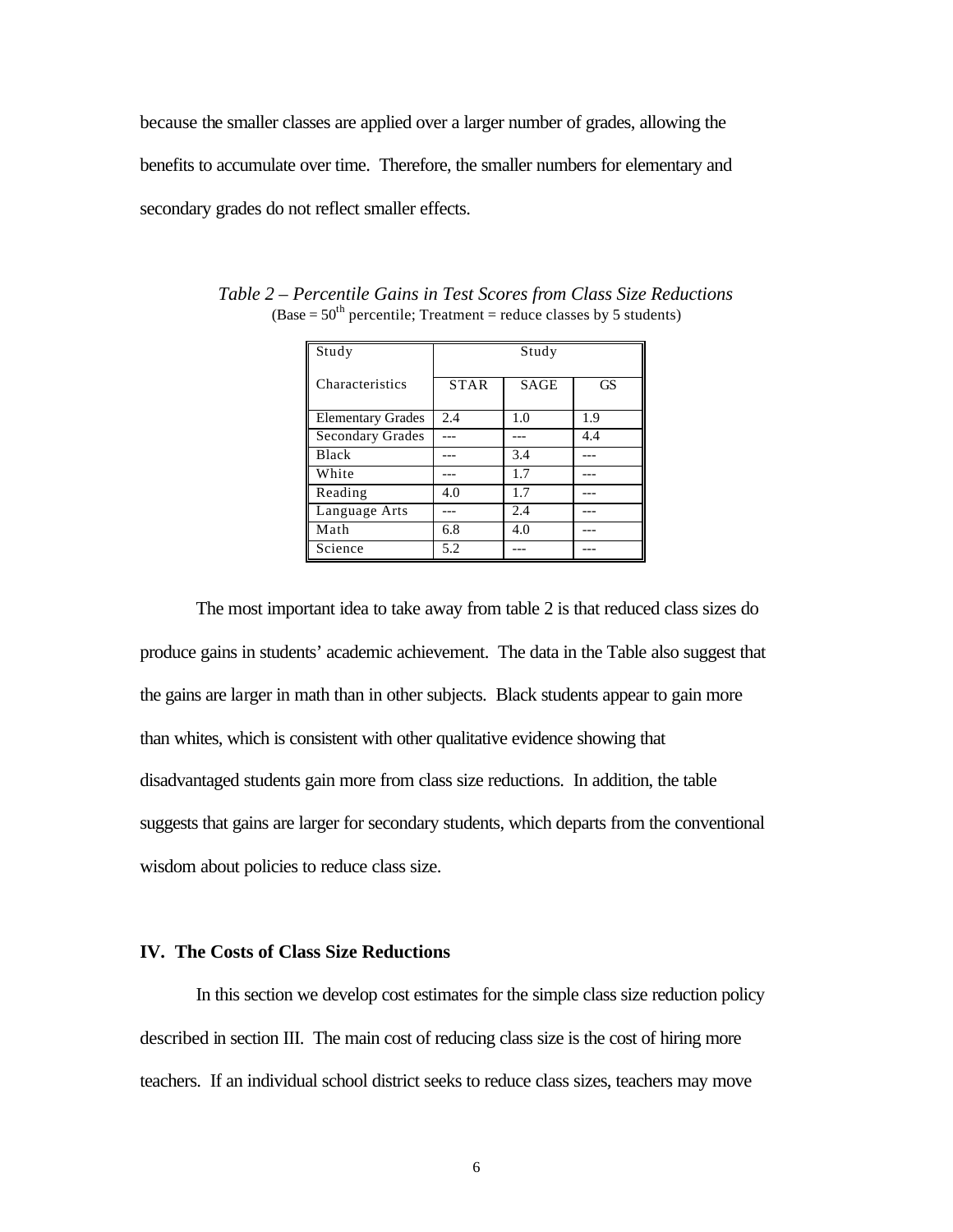because the smaller classes are applied over a larger number of grades, allowing the benefits to accumulate over time. Therefore, the smaller numbers for elementary and secondary grades do not reflect smaller effects.

*Table 2 – Percentile Gains in Test Scores from Class Size Reductions*
(Base = $50^{th}$ percentile; Treatment = reduce classes by 5 students)

| Study Characteristics | Study | | |
|---|---|---|---|
| | STAR | SAGE | GS |
| Elementary Grades | 2.4 | 1.0 | 1.9 |
| Secondary Grades | --- | --- | 4.4 |
| Black | --- | 3.4 | --- |
| White | --- | 1.7 | --- |
| Reading | 4.0 | 1.7 | --- |
| Language Arts | --- | 2.4 | --- |
| Math | 6.8 | 4.0 | --- |
| Science | 5.2 | --- | --- |

The most important idea to take away from table 2 is that reduced class sizes do produce gains in students' academic achievement. The data in the Table also suggest that the gains are larger in math than in other subjects. Black students appear to gain more than whites, which is consistent with other qualitative evidence showing that disadvantaged students gain more from class size reductions. In addition, the table suggests that gains are larger for secondary students, which departs from the conventional wisdom about policies to reduce class size.

## IV. The Costs of Class Size Reductions

In this section we develop cost estimates for the simple class size reduction policy described in section III. The main cost of reducing class size is the cost of hiring more teachers. If an individual school district seeks to reduce class sizes, teachers may move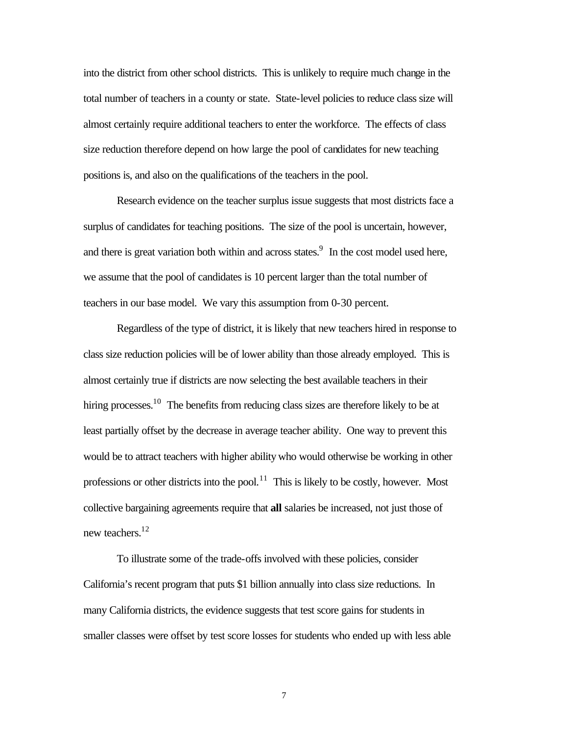into the district from other school districts. This is unlikely to require much change in the total number of teachers in a county or state. State-level policies to reduce class size will almost certainly require additional teachers to enter the workforce. The effects of class size reduction therefore depend on how large the pool of candidates for new teaching positions is, and also on the qualifications of the teachers in the pool.

Research evidence on the teacher surplus issue suggests that most districts face a surplus of candidates for teaching positions. The size of the pool is uncertain, however, and there is great variation both within and across states.[9] In the cost model used here, we assume that the pool of candidates is 10 percent larger than the total number of teachers in our base model. We vary this assumption from 0-30 percent.

Regardless of the type of district, it is likely that new teachers hired in response to class size reduction policies will be of lower ability than those already employed. This is almost certainly true if districts are now selecting the best available teachers in their hiring processes.[10] The benefits from reducing class sizes are therefore likely to be at least partially offset by the decrease in average teacher ability. One way to prevent this would be to attract teachers with higher ability who would otherwise be working in other professions or other districts into the pool.[11] This is likely to be costly, however. Most collective bargaining agreements require that **all** salaries be increased, not just those of new teachers.[12]

To illustrate some of the trade-offs involved with these policies, consider California's recent program that puts $1 billion annually into class size reductions. In many California districts, the evidence suggests that test score gains for students in smaller classes were offset by test score losses for students who ended up with less able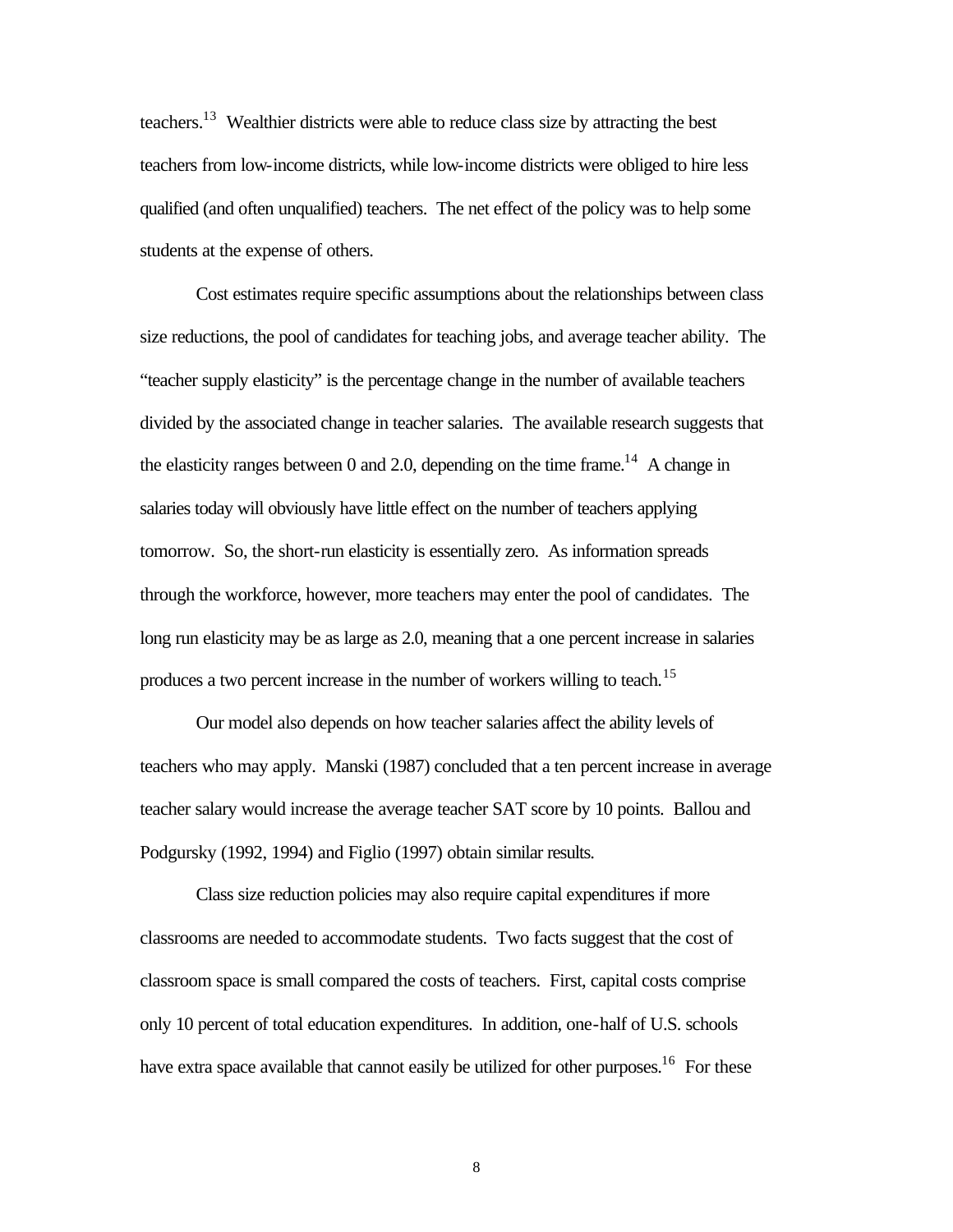teachers.[13] Wealthier districts were able to reduce class size by attracting the best teachers from low-income districts, while low-income districts were obliged to hire less qualified (and often unqualified) teachers. The net effect of the policy was to help some students at the expense of others.

Cost estimates require specific assumptions about the relationships between class size reductions, the pool of candidates for teaching jobs, and average teacher ability. The "teacher supply elasticity" is the percentage change in the number of available teachers divided by the associated change in teacher salaries. The available research suggests that the elasticity ranges between 0 and 2.0, depending on the time frame.[14] A change in salaries today will obviously have little effect on the number of teachers applying tomorrow. So, the short-run elasticity is essentially zero. As information spreads through the workforce, however, more teachers may enter the pool of candidates. The long run elasticity may be as large as 2.0, meaning that a one percent increase in salaries produces a two percent increase in the number of workers willing to teach.[15]

Our model also depends on how teacher salaries affect the ability levels of teachers who may apply. Manski (1987) concluded that a ten percent increase in average teacher salary would increase the average teacher SAT score by 10 points. Ballou and Podgursky (1992, 1994) and Figlio (1997) obtain similar results.

Class size reduction policies may also require capital expenditures if more classrooms are needed to accommodate students. Two facts suggest that the cost of classroom space is small compared the costs of teachers. First, capital costs comprise only 10 percent of total education expenditures. In addition, one-half of U.S. schools have extra space available that cannot easily be utilized for other purposes.[16] For these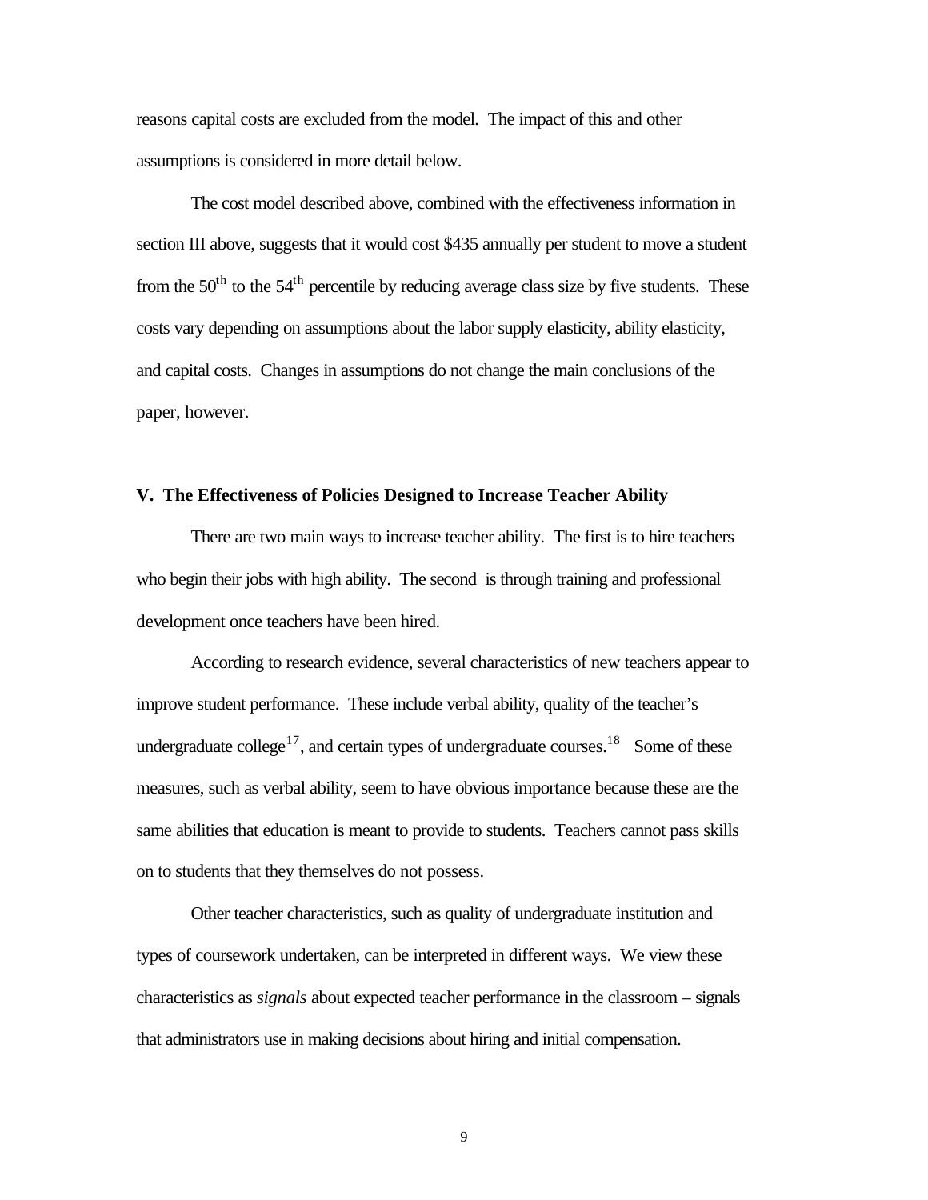reasons capital costs are excluded from the model. The impact of this and other assumptions is considered in more detail below.

The cost model described above, combined with the effectiveness information in section III above, suggests that it would cost $435 annually per student to move a student from the $50^{th}$ to the $54^{th}$ percentile by reducing average class size by five students. These costs vary depending on assumptions about the labor supply elasticity, ability elasticity, and capital costs. Changes in assumptions do not change the main conclusions of the paper, however.

## V. The Effectiveness of Policies Designed to Increase Teacher Ability

There are two main ways to increase teacher ability. The first is to hire teachers who begin their jobs with high ability. The second is through training and professional development once teachers have been hired.

According to research evidence, several characteristics of new teachers appear to improve student performance. These include verbal ability, quality of the teacher's undergraduate college[17], and certain types of undergraduate courses.[18] Some of these measures, such as verbal ability, seem to have obvious importance because these are the same abilities that education is meant to provide to students. Teachers cannot pass skills on to students that they themselves do not possess.

Other teacher characteristics, such as quality of undergraduate institution and types of coursework undertaken, can be interpreted in different ways. We view these characteristics as *signals* about expected teacher performance in the classroom – signals that administrators use in making decisions about hiring and initial compensation.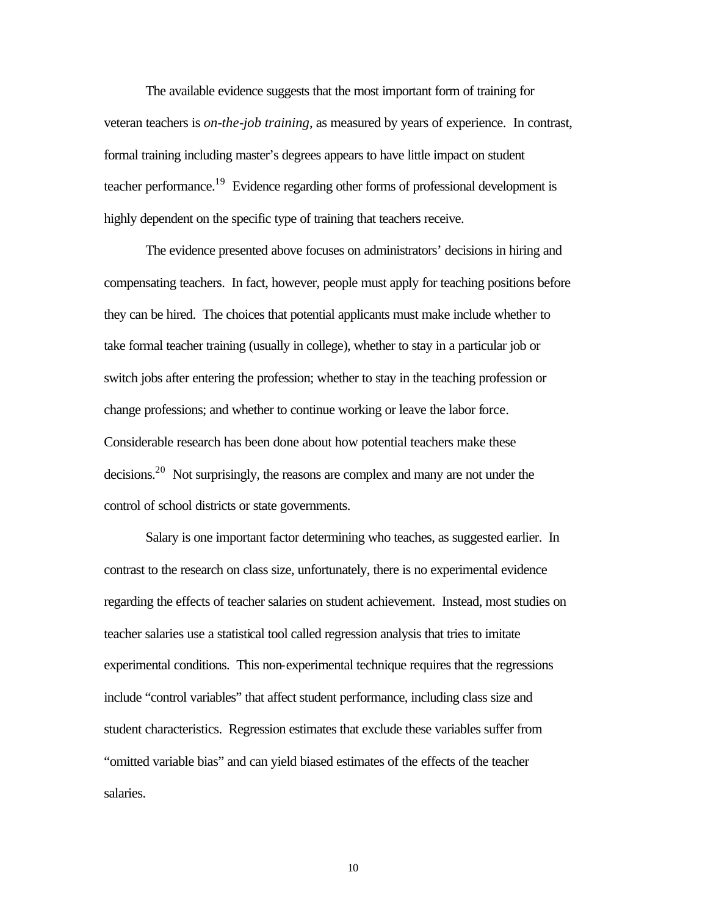The available evidence suggests that the most important form of training for veteran teachers is *on-the-job training*, as measured by years of experience. In contrast, formal training including master's degrees appears to have little impact on student teacher performance.[19] Evidence regarding other forms of professional development is highly dependent on the specific type of training that teachers receive.

The evidence presented above focuses on administrators' decisions in hiring and compensating teachers. In fact, however, people must apply for teaching positions before they can be hired. The choices that potential applicants must make include whether to take formal teacher training (usually in college), whether to stay in a particular job or switch jobs after entering the profession; whether to stay in the teaching profession or change professions; and whether to continue working or leave the labor force. Considerable research has been done about how potential teachers make these decisions.[20] Not surprisingly, the reasons are complex and many are not under the control of school districts or state governments.

Salary is one important factor determining who teaches, as suggested earlier. In contrast to the research on class size, unfortunately, there is no experimental evidence regarding the effects of teacher salaries on student achievement. Instead, most studies on teacher salaries use a statistical tool called regression analysis that tries to imitate experimental conditions. This non-experimental technique requires that the regressions include "control variables" that affect student performance, including class size and student characteristics. Regression estimates that exclude these variables suffer from "omitted variable bias" and can yield biased estimates of the effects of the teacher salaries.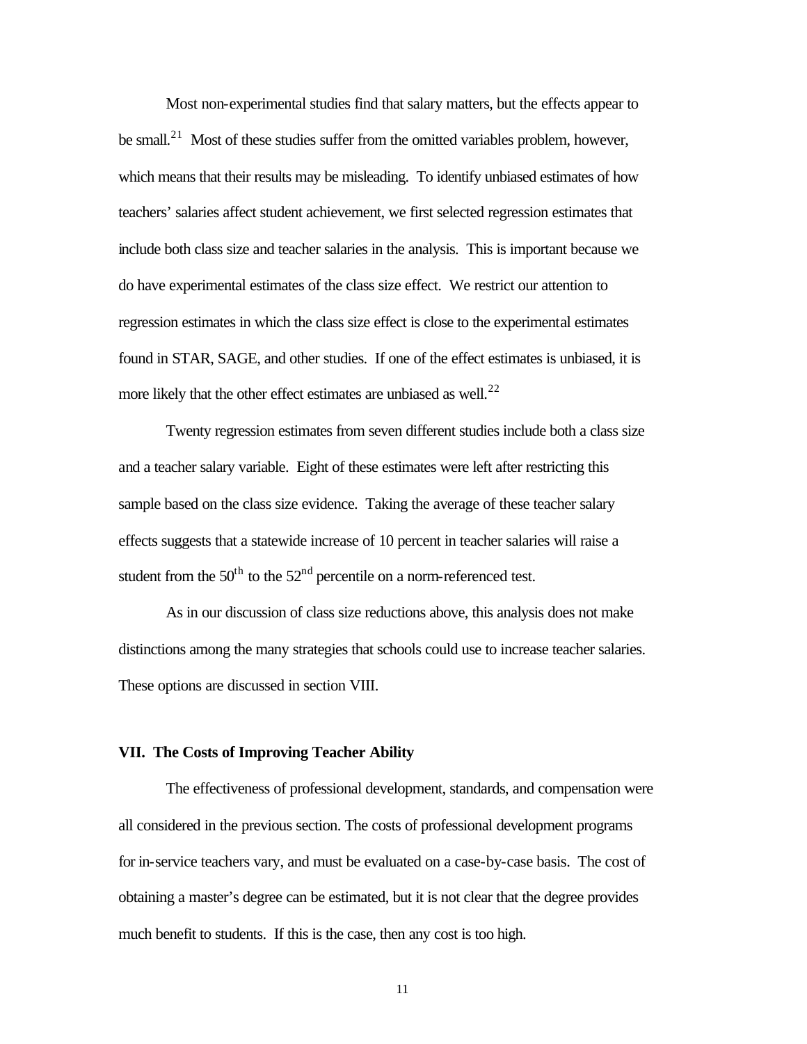Most non-experimental studies find that salary matters, but the effects appear to be small.[21] Most of these studies suffer from the omitted variables problem, however, which means that their results may be misleading. To identify unbiased estimates of how teachers' salaries affect student achievement, we first selected regression estimates that include both class size and teacher salaries in the analysis. This is important because we do have experimental estimates of the class size effect. We restrict our attention to regression estimates in which the class size effect is close to the experimental estimates found in STAR, SAGE, and other studies. If one of the effect estimates is unbiased, it is more likely that the other effect estimates are unbiased as well.[22]

Twenty regression estimates from seven different studies include both a class size and a teacher salary variable. Eight of these estimates were left after restricting this sample based on the class size evidence. Taking the average of these teacher salary effects suggests that a statewide increase of 10 percent in teacher salaries will raise a student from the 50th to the 52nd percentile on a norm-referenced test.

As in our discussion of class size reductions above, this analysis does not make distinctions among the many strategies that schools could use to increase teacher salaries. These options are discussed in section VIII.

## VII. The Costs of Improving Teacher Ability

The effectiveness of professional development, standards, and compensation were all considered in the previous section. The costs of professional development programs for in-service teachers vary, and must be evaluated on a case-by-case basis. The cost of obtaining a master's degree can be estimated, but it is not clear that the degree provides much benefit to students. If this is the case, then any cost is too high.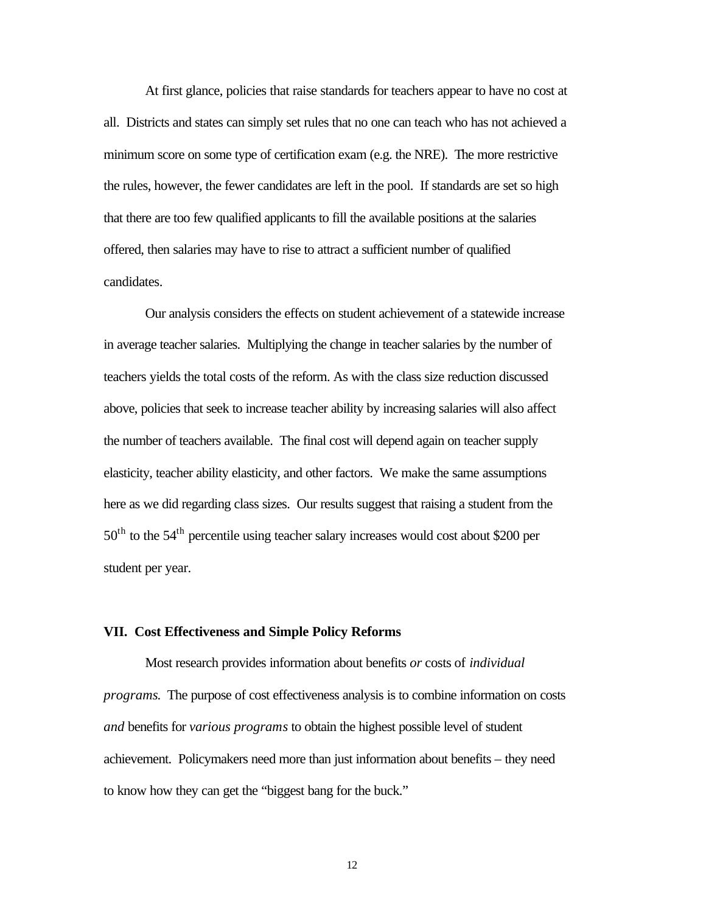At first glance, policies that raise standards for teachers appear to have no cost at all. Districts and states can simply set rules that no one can teach who has not achieved a minimum score on some type of certification exam (e.g. the NRE). The more restrictive the rules, however, the fewer candidates are left in the pool. If standards are set so high that there are too few qualified applicants to fill the available positions at the salaries offered, then salaries may have to rise to attract a sufficient number of qualified candidates.

Our analysis considers the effects on student achievement of a statewide increase in average teacher salaries. Multiplying the change in teacher salaries by the number of teachers yields the total costs of the reform. As with the class size reduction discussed above, policies that seek to increase teacher ability by increasing salaries will also affect the number of teachers available. The final cost will depend again on teacher supply elasticity, teacher ability elasticity, and other factors. We make the same assumptions here as we did regarding class sizes. Our results suggest that raising a student from the $50^{th}$ to the $54^{th}$ percentile using teacher salary increases would cost about $200 per student per year.

## VII. Cost Effectiveness and Simple Policy Reforms

Most research provides information about benefits *or* costs of *individual programs.* The purpose of cost effectiveness analysis is to combine information on costs *and* benefits for *various programs* to obtain the highest possible level of student achievement. Policymakers need more than just information about benefits – they need to know how they can get the "biggest bang for the buck."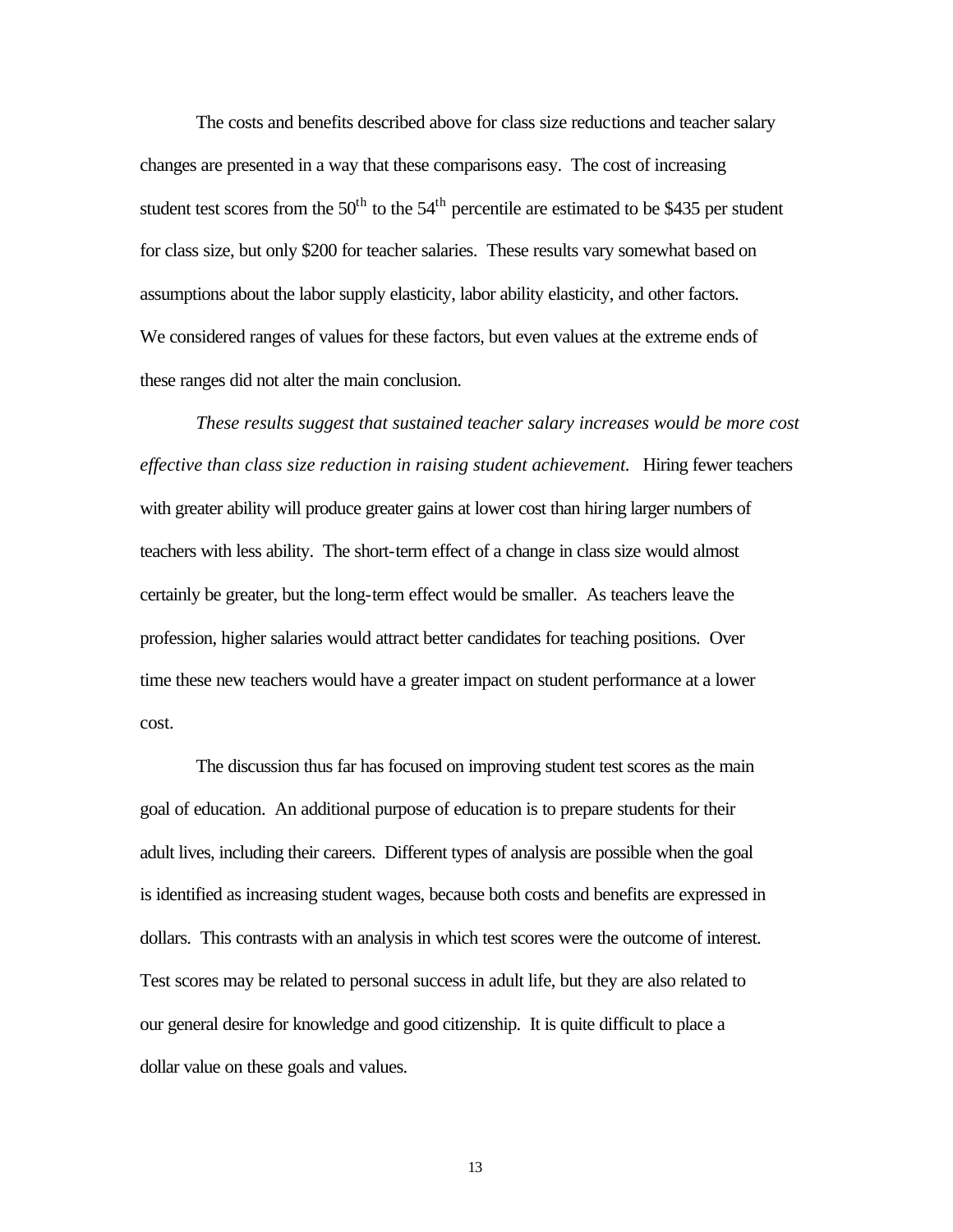The costs and benefits described above for class size reductions and teacher salary changes are presented in a way that these comparisons easy. The cost of increasing student test scores from the $50^{th}$ to the $54^{th}$ percentile are estimated to be $435 per student for class size, but only $200 for teacher salaries. These results vary somewhat based on assumptions about the labor supply elasticity, labor ability elasticity, and other factors. We considered ranges of values for these factors, but even values at the extreme ends of these ranges did not alter the main conclusion.

*These results suggest that sustained teacher salary increases would be more cost effective than class size reduction in raising student achievement.* Hiring fewer teachers with greater ability will produce greater gains at lower cost than hiring larger numbers of teachers with less ability. The short-term effect of a change in class size would almost certainly be greater, but the long-term effect would be smaller. As teachers leave the profession, higher salaries would attract better candidates for teaching positions. Over time these new teachers would have a greater impact on student performance at a lower cost.

The discussion thus far has focused on improving student test scores as the main goal of education. An additional purpose of education is to prepare students for their adult lives, including their careers. Different types of analysis are possible when the goal is identified as increasing student wages, because both costs and benefits are expressed in dollars. This contrasts with an analysis in which test scores were the outcome of interest. Test scores may be related to personal success in adult life, but they are also related to our general desire for knowledge and good citizenship. It is quite difficult to place a dollar value on these goals and values.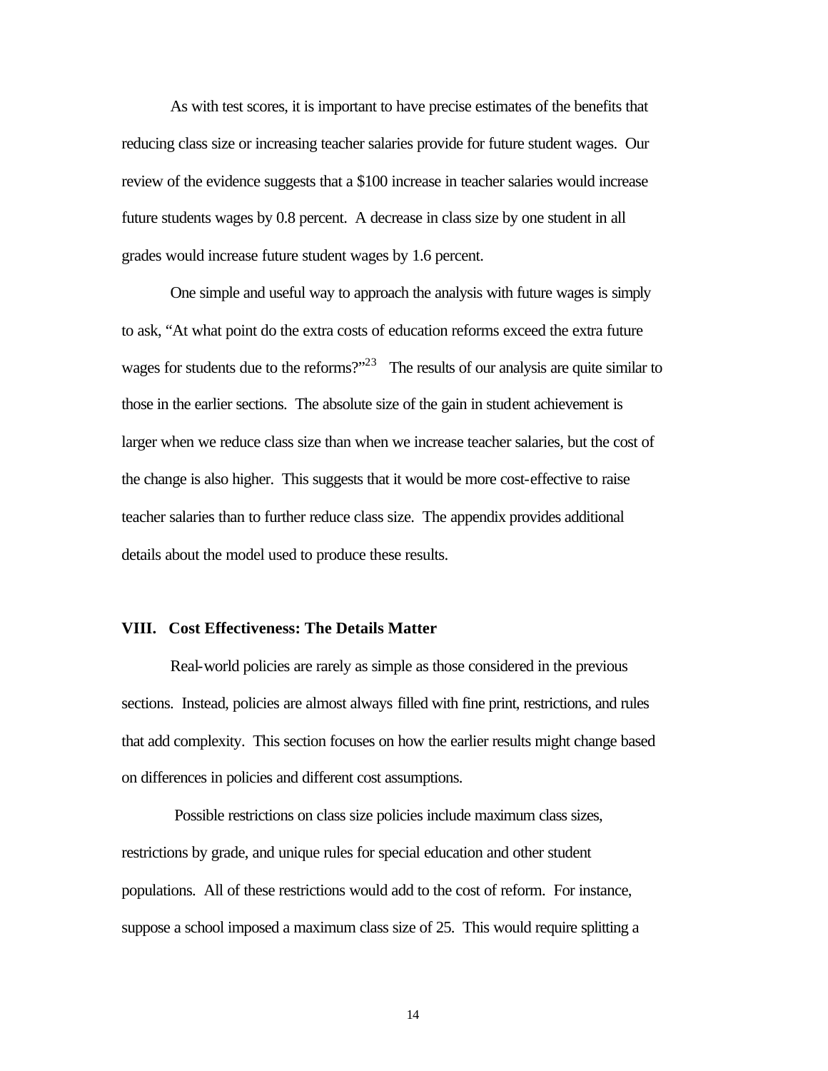As with test scores, it is important to have precise estimates of the benefits that reducing class size or increasing teacher salaries provide for future student wages. Our review of the evidence suggests that a $100 increase in teacher salaries would increase future students wages by 0.8 percent. A decrease in class size by one student in all grades would increase future student wages by 1.6 percent.

One simple and useful way to approach the analysis with future wages is simply to ask, "At what point do the extra costs of education reforms exceed the extra future wages for students due to the reforms?"[23] The results of our analysis are quite similar to those in the earlier sections. The absolute size of the gain in student achievement is larger when we reduce class size than when we increase teacher salaries, but the cost of the change is also higher. This suggests that it would be more cost-effective to raise teacher salaries than to further reduce class size. The appendix provides additional details about the model used to produce these results.

## VIII. Cost Effectiveness: The Details Matter

Real-world policies are rarely as simple as those considered in the previous sections. Instead, policies are almost always filled with fine print, restrictions, and rules that add complexity. This section focuses on how the earlier results might change based on differences in policies and different cost assumptions.

Possible restrictions on class size policies include maximum class sizes, restrictions by grade, and unique rules for special education and other student populations. All of these restrictions would add to the cost of reform. For instance, suppose a school imposed a maximum class size of 25. This would require splitting a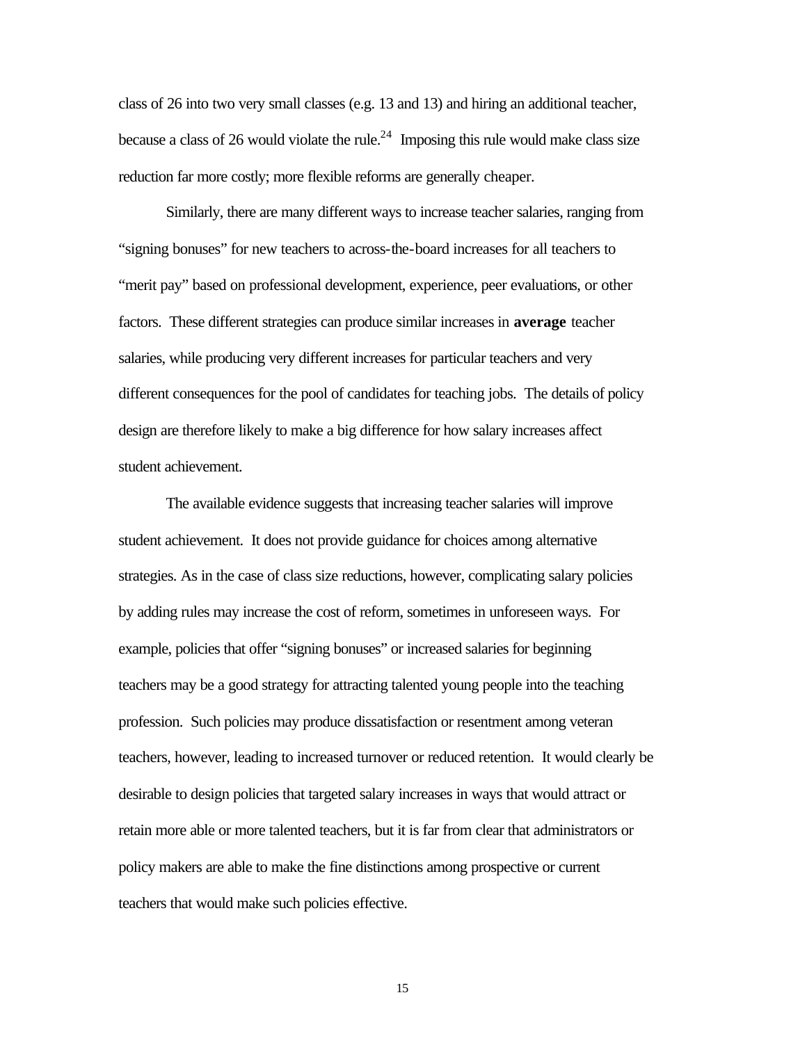class of 26 into two very small classes (e.g. 13 and 13) and hiring an additional teacher, because a class of 26 would violate the rule.[24] Imposing this rule would make class size reduction far more costly; more flexible reforms are generally cheaper.

Similarly, there are many different ways to increase teacher salaries, ranging from "signing bonuses" for new teachers to across-the-board increases for all teachers to "merit pay" based on professional development, experience, peer evaluations, or other factors. These different strategies can produce similar increases in **average** teacher salaries, while producing very different increases for particular teachers and very different consequences for the pool of candidates for teaching jobs. The details of policy design are therefore likely to make a big difference for how salary increases affect student achievement.

The available evidence suggests that increasing teacher salaries will improve student achievement. It does not provide guidance for choices among alternative strategies. As in the case of class size reductions, however, complicating salary policies by adding rules may increase the cost of reform, sometimes in unforeseen ways. For example, policies that offer "signing bonuses" or increased salaries for beginning teachers may be a good strategy for attracting talented young people into the teaching profession. Such policies may produce dissatisfaction or resentment among veteran teachers, however, leading to increased turnover or reduced retention. It would clearly be desirable to design policies that targeted salary increases in ways that would attract or retain more able or more talented teachers, but it is far from clear that administrators or policy makers are able to make the fine distinctions among prospective or current teachers that would make such policies effective.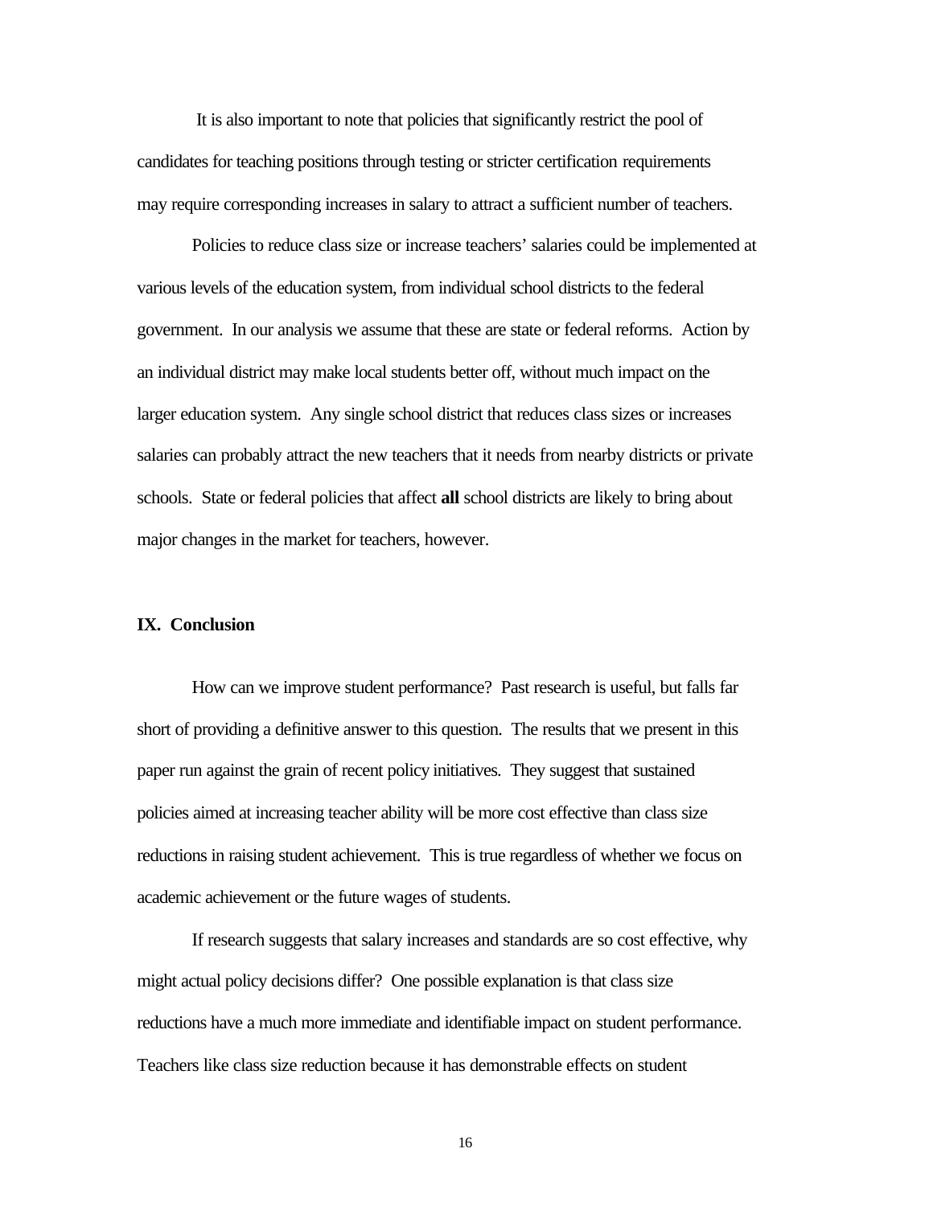It is also important to note that policies that significantly restrict the pool of candidates for teaching positions through testing or stricter certification requirements may require corresponding increases in salary to attract a sufficient number of teachers.

Policies to reduce class size or increase teachers' salaries could be implemented at various levels of the education system, from individual school districts to the federal government. In our analysis we assume that these are state or federal reforms. Action by an individual district may make local students better off, without much impact on the larger education system. Any single school district that reduces class sizes or increases salaries can probably attract the new teachers that it needs from nearby districts or private schools. State or federal policies that affect **all** school districts are likely to bring about major changes in the market for teachers, however.

## IX. Conclusion

How can we improve student performance? Past research is useful, but falls far short of providing a definitive answer to this question. The results that we present in this paper run against the grain of recent policy initiatives. They suggest that sustained policies aimed at increasing teacher ability will be more cost effective than class size reductions in raising student achievement. This is true regardless of whether we focus on academic achievement or the future wages of students.

If research suggests that salary increases and standards are so cost effective, why might actual policy decisions differ? One possible explanation is that class size reductions have a much more immediate and identifiable impact on student performance. Teachers like class size reduction because it has demonstrable effects on student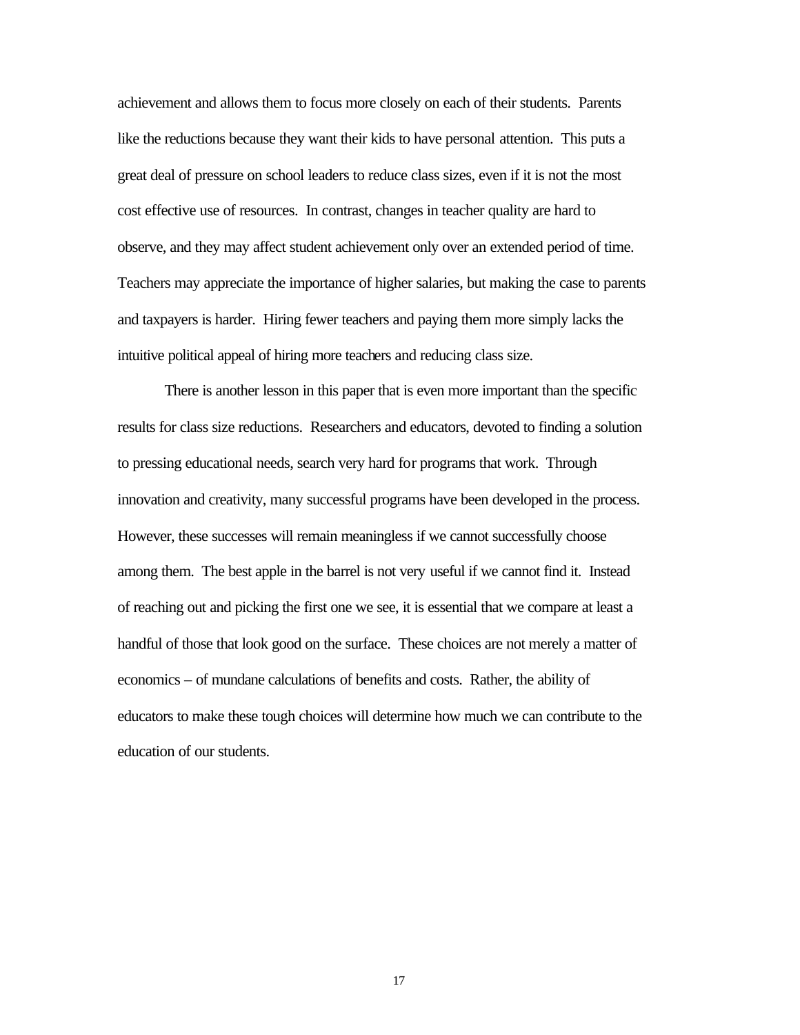achievement and allows them to focus more closely on each of their students. Parents like the reductions because they want their kids to have personal attention. This puts a great deal of pressure on school leaders to reduce class sizes, even if it is not the most cost effective use of resources. In contrast, changes in teacher quality are hard to observe, and they may affect student achievement only over an extended period of time. Teachers may appreciate the importance of higher salaries, but making the case to parents and taxpayers is harder. Hiring fewer teachers and paying them more simply lacks the intuitive political appeal of hiring more teachers and reducing class size.

There is another lesson in this paper that is even more important than the specific results for class size reductions. Researchers and educators, devoted to finding a solution to pressing educational needs, search very hard for programs that work. Through innovation and creativity, many successful programs have been developed in the process. However, these successes will remain meaningless if we cannot successfully choose among them. The best apple in the barrel is not very useful if we cannot find it. Instead of reaching out and picking the first one we see, it is essential that we compare at least a handful of those that look good on the surface. These choices are not merely a matter of economics – of mundane calculations of benefits and costs. Rather, the ability of educators to make these tough choices will determine how much we can contribute to the education of our students.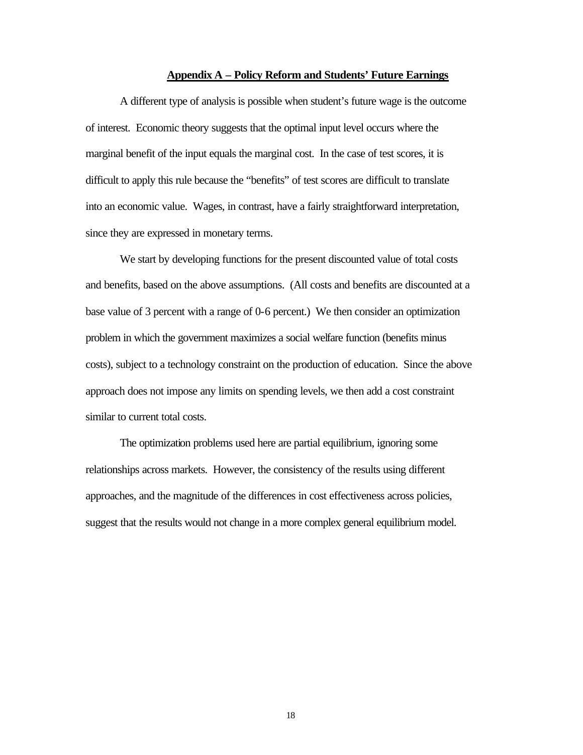## Appendix A – Policy Reform and Students' Future Earnings

A different type of analysis is possible when student's future wage is the outcome of interest. Economic theory suggests that the optimal input level occurs where the marginal benefit of the input equals the marginal cost. In the case of test scores, it is difficult to apply this rule because the "benefits" of test scores are difficult to translate into an economic value. Wages, in contrast, have a fairly straightforward interpretation, since they are expressed in monetary terms.

We start by developing functions for the present discounted value of total costs and benefits, based on the above assumptions. (All costs and benefits are discounted at a base value of 3 percent with a range of 0-6 percent.) We then consider an optimization problem in which the government maximizes a social welfare function (benefits minus costs), subject to a technology constraint on the production of education. Since the above approach does not impose any limits on spending levels, we then add a cost constraint similar to current total costs.

The optimization problems used here are partial equilibrium, ignoring some relationships across markets. However, the consistency of the results using different approaches, and the magnitude of the differences in cost effectiveness across policies, suggest that the results would not change in a more complex general equilibrium model.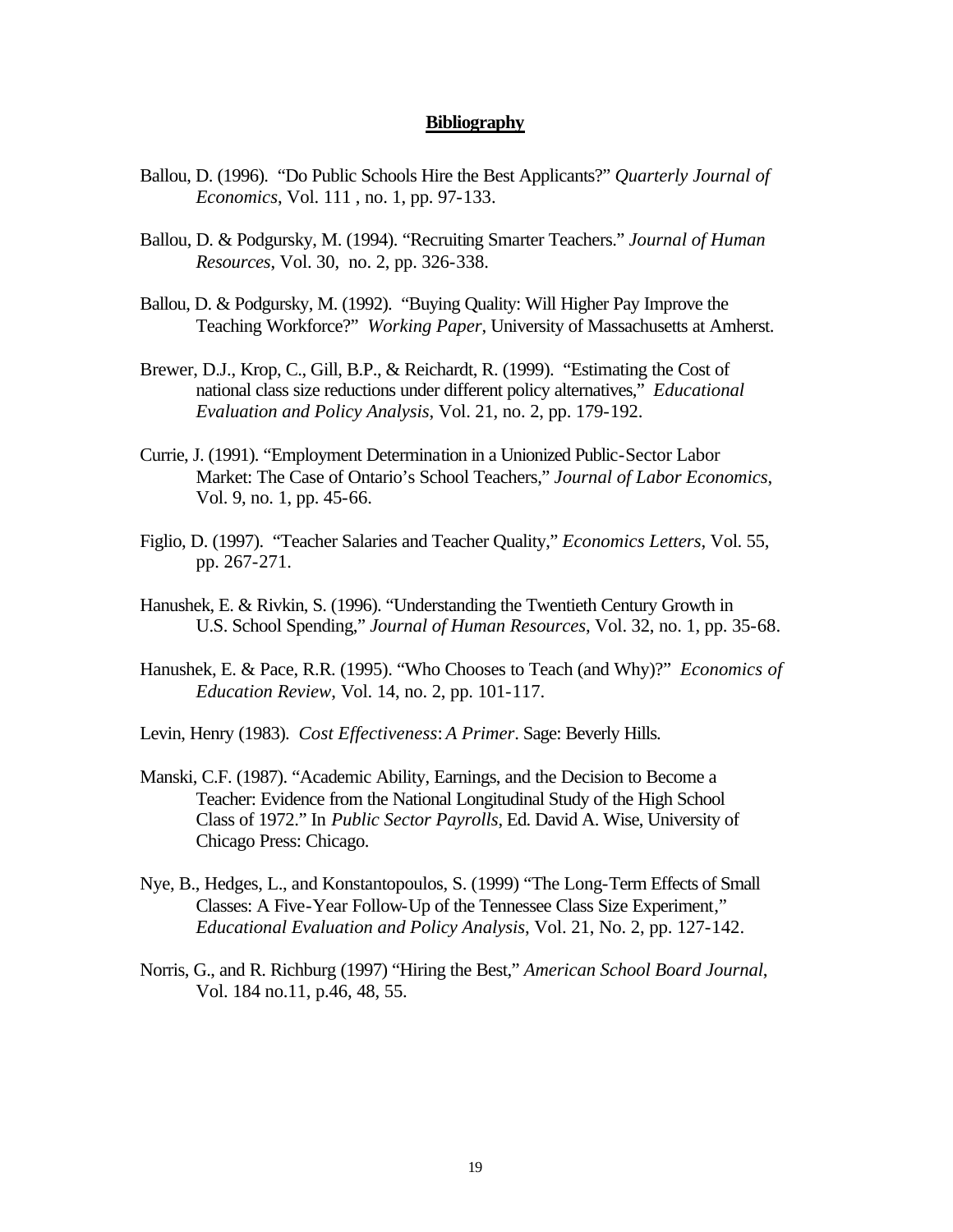# Bibliography

Ballou, D. (1996). "Do Public Schools Hire the Best Applicants?" *Quarterly Journal of Economics*, Vol. 111 , no. 1, pp. 97-133.

Ballou, D. & Podgursky, M. (1994). "Recruiting Smarter Teachers." *Journal of Human Resources*, Vol. 30, no. 2, pp. 326-338.

Ballou, D. & Podgursky, M. (1992). "Buying Quality: Will Higher Pay Improve the Teaching Workforce?" *Working Paper*, University of Massachusetts at Amherst.

Brewer, D.J., Krop, C., Gill, B.P., & Reichardt, R. (1999). "Estimating the Cost of national class size reductions under different policy alternatives," *Educational Evaluation and Policy Analysis*, Vol. 21, no. 2, pp. 179-192.

Currie, J. (1991). "Employment Determination in a Unionized Public-Sector Labor Market: The Case of Ontario's School Teachers," *Journal of Labor Economics*, Vol. 9, no. 1, pp. 45-66.

Figlio, D. (1997). "Teacher Salaries and Teacher Quality," *Economics Letters*, Vol. 55, pp. 267-271.

Hanushek, E. & Rivkin, S. (1996). "Understanding the Twentieth Century Growth in U.S. School Spending," *Journal of Human Resources*, Vol. 32, no. 1, pp. 35-68.

Hanushek, E. & Pace, R.R. (1995). "Who Chooses to Teach (and Why)?" *Economics of Education Review*, Vol. 14, no. 2, pp. 101-117.

Levin, Henry (1983). *Cost Effectiveness*: *A Primer*. Sage: Beverly Hills.

Manski, C.F. (1987). "Academic Ability, Earnings, and the Decision to Become a Teacher: Evidence from the National Longitudinal Study of the High School Class of 1972." In *Public Sector Payrolls*, Ed. David A. Wise, University of Chicago Press: Chicago.

Nye, B., Hedges, L., and Konstantopoulos, S. (1999) "The Long-Term Effects of Small Classes: A Five-Year Follow-Up of the Tennessee Class Size Experiment," *Educational Evaluation and Policy Analysis*, Vol. 21, No. 2, pp. 127-142.

Norris, G., and R. Richburg (1997) "Hiring the Best," *American School Board Journal*, Vol. 184 no.11, p.46, 48, 55.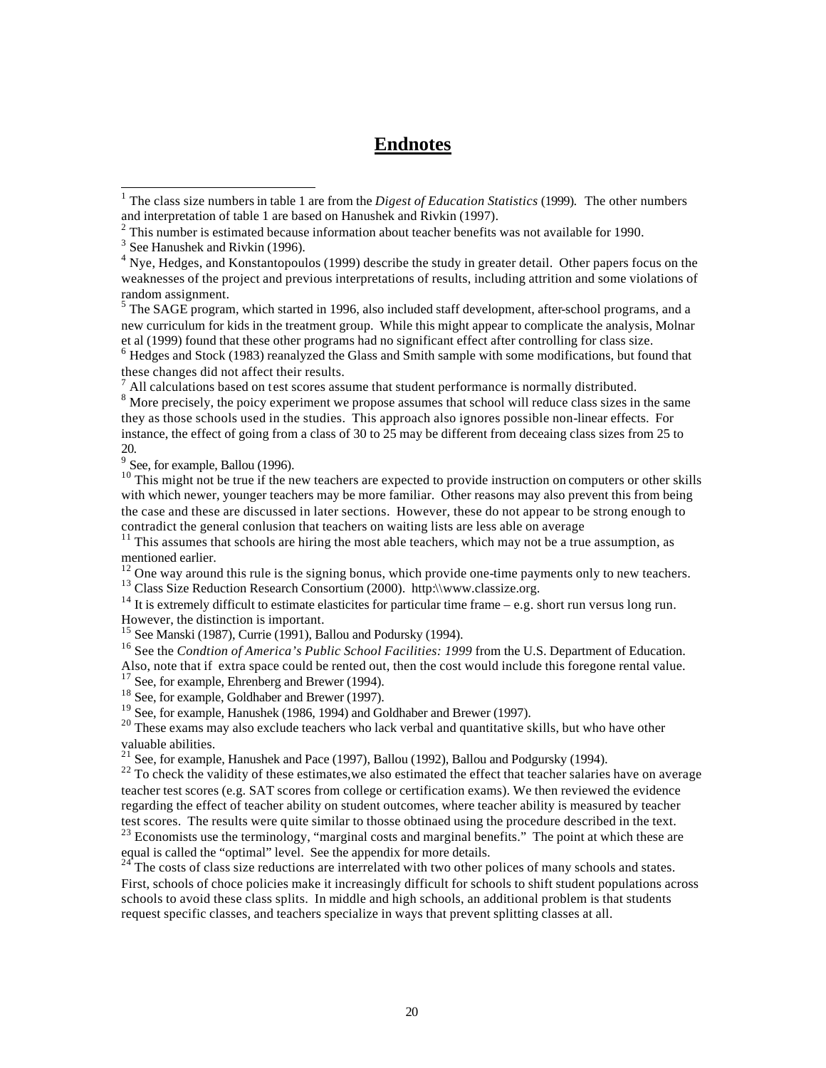# Endnotes

[1] The class size numbers in table 1 are from the *Digest of Education Statistics* (1999). The other numbers and interpretation of table 1 are based on Hanushek and Rivkin (1997).

[2] This number is estimated because information about teacher benefits was not available for 1990.

[3] See Hanushek and Rivkin (1996).

[4] Nye, Hedges, and Konstantopoulos (1999) describe the study in greater detail. Other papers focus on the weaknesses of the project and previous interpretations of results, including attrition and some violations of random assignment.

[5] The SAGE program, which started in 1996, also included staff development, after-school programs, and a new curriculum for kids in the treatment group. While this might appear to complicate the analysis, Molnar et al (1999) found that these other programs had no significant effect after controlling for class size.

[6] Hedges and Stock (1983) reanalyzed the Glass and Smith sample with some modifications, but found that these changes did not affect their results.

[7] All calculations based on test scores assume that student performance is normally distributed.

[8] More precisely, the poicy experiment we propose assumes that school will reduce class sizes in the same they as those schools used in the studies. This approach also ignores possible non-linear effects. For instance, the effect of going from a class of 30 to 25 may be different from deceaing class sizes from 25 to 20.

[9] See, for example, Ballou (1996).

[10] This might not be true if the new teachers are expected to provide instruction on computers or other skills with which newer, younger teachers may be more familiar. Other reasons may also prevent this from being the case and these are discussed in later sections. However, these do not appear to be strong enough to contradict the general conlusion that teachers on waiting lists are less able on average

[11] This assumes that schools are hiring the most able teachers, which may not be a true assumption, as mentioned earlier.

[12] One way around this rule is the signing bonus, which provide one-time payments only to new teachers.

[13] Class Size Reduction Research Consortium (2000). http:\\www.classize.org.

[14] It is extremely difficult to estimate elasticites for particular time frame – e.g. short run versus long run. However, the distinction is important.

[15] See Manski (1987), Currie (1991), Ballou and Podursky (1994).

[16] See the *Condtion of America's Public School Facilities: 1999* from the U.S. Department of Education. Also, note that if extra space could be rented out, then the cost would include this foregone rental value.

[17] See, for example, Ehrenberg and Brewer (1994).

[18] See, for example, Goldhaber and Brewer (1997).

[19] See, for example, Hanushek (1986, 1994) and Goldhaber and Brewer (1997).

[20] These exams may also exclude teachers who lack verbal and quantitative skills, but who have other valuable abilities.

[21] See, for example, Hanushek and Pace (1997), Ballou (1992), Ballou and Podgursky (1994).

[22] To check the validity of these estimates,we also estimated the effect that teacher salaries have on average teacher test scores (e.g. SAT scores from college or certification exams). We then reviewed the evidence regarding the effect of teacher ability on student outcomes, where teacher ability is measured by teacher test scores. The results were quite similar to thosse obtinaed using the procedure described in the text.

[23] Economists use the terminology, "marginal costs and marginal benefits." The point at which these are equal is called the "optimal" level. See the appendix for more details.

[24] The costs of class size reductions are interrelated with two other polices of many schools and states. First, schools of choce policies make it increasingly difficult for schools to shift student populations across schools to avoid these class splits. In middle and high schools, an additional problem is that students request specific classes, and teachers specialize in ways that prevent splitting classes at all.